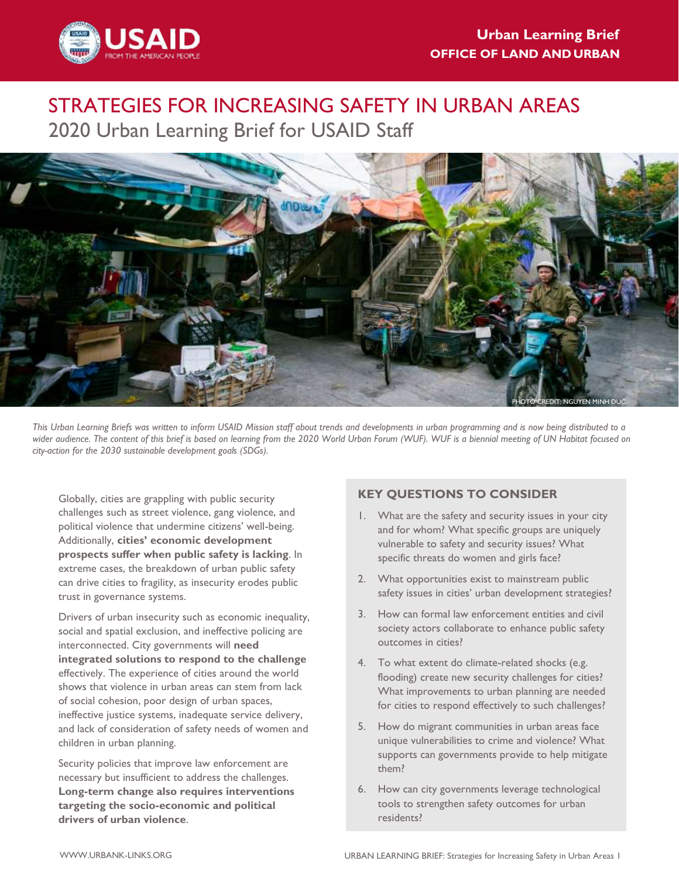Urban Learning Brief
OFFICE OF LAND AND URBAN

# STRATEGIES FOR INCREASING SAFETY IN URBAN AREAS

## 2020 Urban Learning Brief for USAID Staff

PHOTO CREDIT: NGUYEN MINH DUC

*This Urban Learning Briefs was written to inform USAID Mission staff about trends and developments in urban programming and is now being distributed to a wider audience. The content of this brief is based on learning from the 2020 World Urban Forum (WUF). WUF is a biennial meeting of UN Habitat focused on city-action for the 2030 sustainable development goals (SDGs).*

Globally, cities are grappling with public security challenges such as street violence, gang violence, and political violence that undermine citizens' well-being. Additionally, **cities' economic development prospects suffer when public safety is lacking**. In extreme cases, the breakdown of urban public safety can drive cities to fragility, as insecurity erodes public trust in governance systems.

Drivers of urban insecurity such as economic inequality, social and spatial exclusion, and ineffective policing are interconnected. City governments will **need integrated solutions to respond to the challenge** effectively. The experience of cities around the world shows that violence in urban areas can stem from lack of social cohesion, poor design of urban spaces, ineffective justice systems, inadequate service delivery, and lack of consideration of safety needs of women and children in urban planning.

Security policies that improve law enforcement are necessary but insufficient to address the challenges. **Long-term change also requires interventions targeting the socio-economic and political drivers of urban violence**.

### KEY QUESTIONS TO CONSIDER

1. What are the safety and security issues in your city and for whom? What specific groups are uniquely vulnerable to safety and security issues? What specific threats do women and girls face?
2. What opportunities exist to mainstream public safety issues in cities' urban development strategies?
3. How can formal law enforcement entities and civil society actors collaborate to enhance public safety outcomes in cities?
4. To what extent do climate-related shocks (e.g. flooding) create new security challenges for cities? What improvements to urban planning are needed for cities to respond effectively to such challenges?
5. How do migrant communities in urban areas face unique vulnerabilities to crime and violence? What supports can governments provide to help mitigate them?
6. How can city governments leverage technological tools to strengthen safety outcomes for urban residents?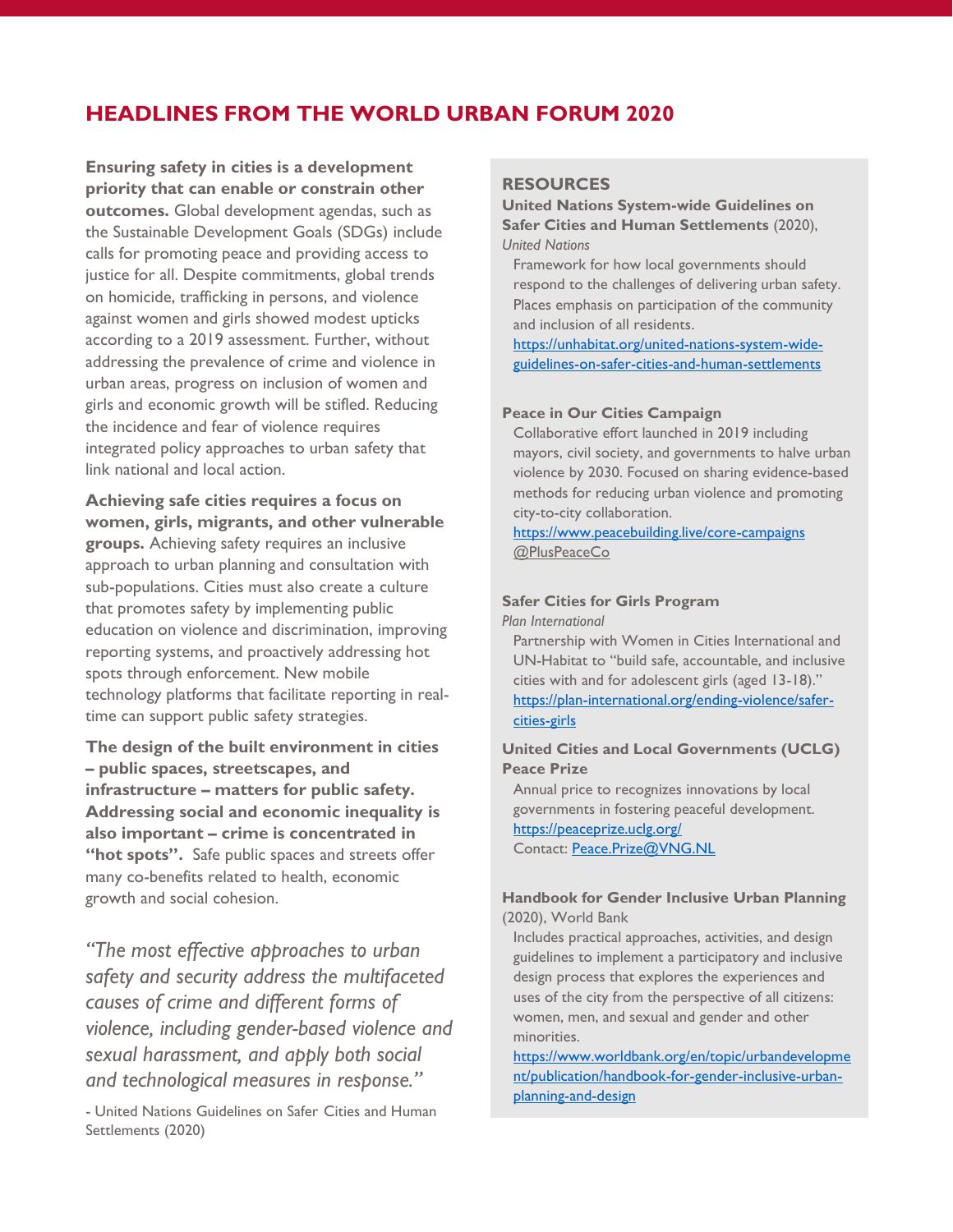## HEADLINES FROM THE WORLD URBAN FORUM 2020

**Ensuring safety in cities is a development priority that can enable or constrain other outcomes.** Global development agendas, such as the Sustainable Development Goals (SDGs) include calls for promoting peace and providing access to justice for all. Despite commitments, global trends on homicide, trafficking in persons, and violence against women and girls showed modest upticks according to a 2019 assessment. Further, without addressing the prevalence of crime and violence in urban areas, progress on inclusion of women and girls and economic growth will be stifled. Reducing the incidence and fear of violence requires integrated policy approaches to urban safety that link national and local action.

**Achieving safe cities requires a focus on women, girls, migrants, and other vulnerable groups.** Achieving safety requires an inclusive approach to urban planning and consultation with sub-populations. Cities must also create a culture that promotes safety by implementing public education on violence and discrimination, improving reporting systems, and proactively addressing hot spots through enforcement. New mobile technology platforms that facilitate reporting in real-time can support public safety strategies.

**The design of the built environment in cities – public spaces, streetscapes, and infrastructure – matters for public safety. Addressing social and economic inequality is also important – crime is concentrated in "hot spots".** Safe public spaces and streets offer many co-benefits related to health, economic growth and social cohesion.

*"The most effective approaches to urban safety and security address the multifaceted causes of crime and different forms of violence, including gender-based violence and sexual harassment, and apply both social and technological measures in response."*

- United Nations Guidelines on Safer Cities and Human Settlements (2020)

### RESOURCES

**United Nations System-wide Guidelines on Safer Cities and Human Settlements** (2020), *United Nations*

Framework for how local governments should respond to the challenges of delivering urban safety. Places emphasis on participation of the community and inclusion of all residents.
https://unhabitat.org/united-nations-system-wide-guidelines-on-safer-cities-and-human-settlements

**Peace in Our Cities Campaign**

Collaborative effort launched in 2019 including mayors, civil society, and governments to halve urban violence by 2030. Focused on sharing evidence-based methods for reducing urban violence and promoting city-to-city collaboration.
https://www.peacebuilding.live/core-campaigns
@PlusPeaceCo

**Safer Cities for Girls Program**
*Plan International*

Partnership with Women in Cities International and UN-Habitat to "build safe, accountable, and inclusive cities with and for adolescent girls (aged 13-18)."
https://plan-international.org/ending-violence/safer-cities-girls

**United Cities and Local Governments (UCLG) Peace Prize**

Annual price to recognizes innovations by local governments in fostering peaceful development.
https://peaceprize.uclg.org/
Contact: Peace.Prize@VNG.NL

**Handbook for Gender Inclusive Urban Planning** (2020), World Bank

Includes practical approaches, activities, and design guidelines to implement a participatory and inclusive design process that explores the experiences and uses of the city from the perspective of all citizens: women, men, and sexual and gender and other minorities.
https://www.worldbank.org/en/topic/urbandevelopment/publication/handbook-for-gender-inclusive-urban-planning-and-design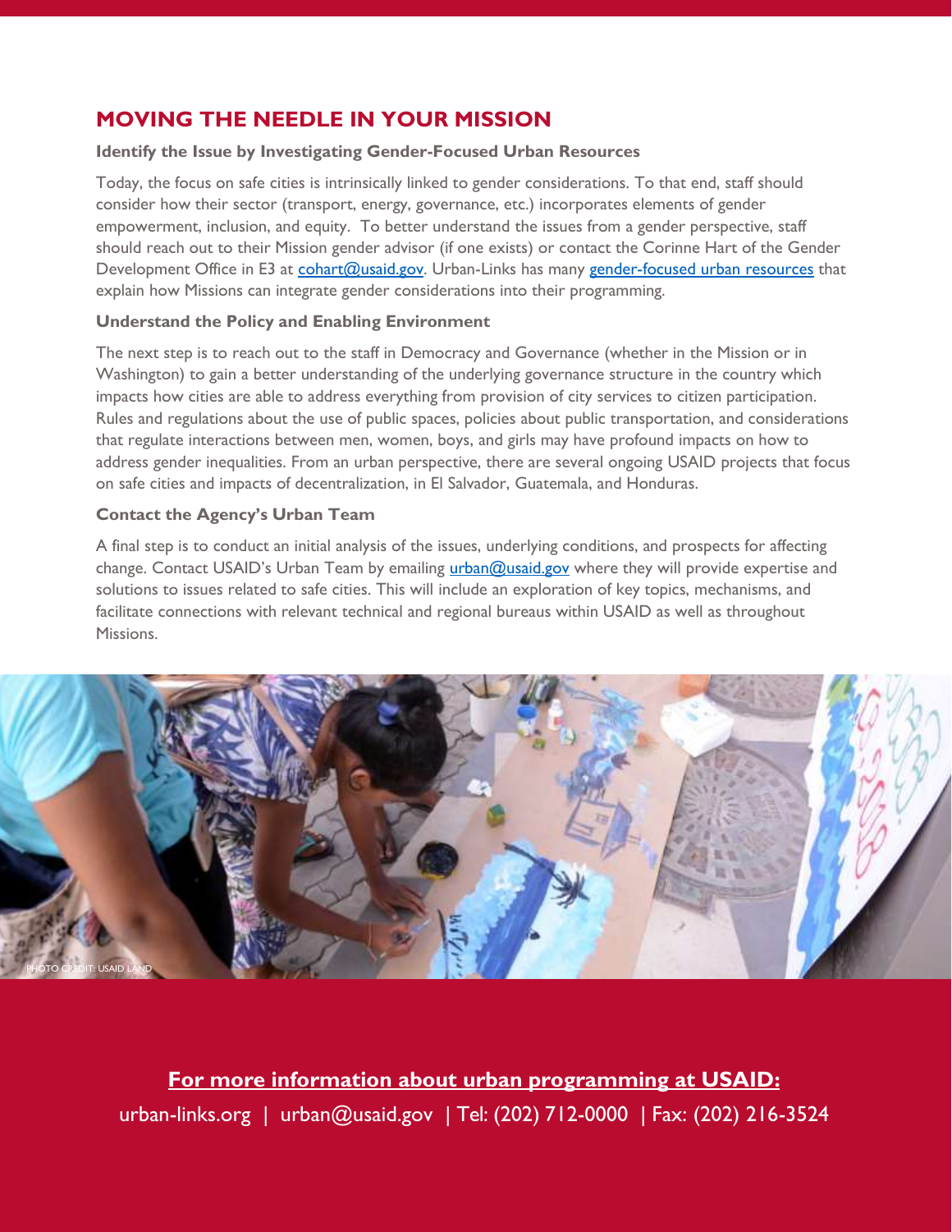## MOVING THE NEEDLE IN YOUR MISSION

**Identify the Issue by Investigating Gender-Focused Urban Resources**

Today, the focus on safe cities is intrinsically linked to gender considerations. To that end, staff should consider how their sector (transport, energy, governance, etc.) incorporates elements of gender empowerment, inclusion, and equity. To better understand the issues from a gender perspective, staff should reach out to their Mission gender advisor (if one exists) or contact the Corinne Hart of the Gender Development Office in E3 at cohart@usaid.gov. Urban-Links has many gender-focused urban resources that explain how Missions can integrate gender considerations into their programming.

**Understand the Policy and Enabling Environment**

The next step is to reach out to the staff in Democracy and Governance (whether in the Mission or in Washington) to gain a better understanding of the underlying governance structure in the country which impacts how cities are able to address everything from provision of city services to citizen participation. Rules and regulations about the use of public spaces, policies about public transportation, and considerations that regulate interactions between men, women, boys, and girls may have profound impacts on how to address gender inequalities. From an urban perspective, there are several ongoing USAID projects that focus on safe cities and impacts of decentralization, in El Salvador, Guatemala, and Honduras.

**Contact the Agency's Urban Team**

A final step is to conduct an initial analysis of the issues, underlying conditions, and prospects for affecting change. Contact USAID's Urban Team by emailing urban@usaid.gov where they will provide expertise and solutions to issues related to safe cities. This will include an exploration of key topics, mechanisms, and facilitate connections with relevant technical and regional bureaus within USAID as well as throughout Missions.

PHOTO CREDIT: USAID LAND

**For more information about urban programming at USAID:**

urban-links.org | urban@usaid.gov | Tel: (202) 712-0000 | Fax: (202) 216-3524